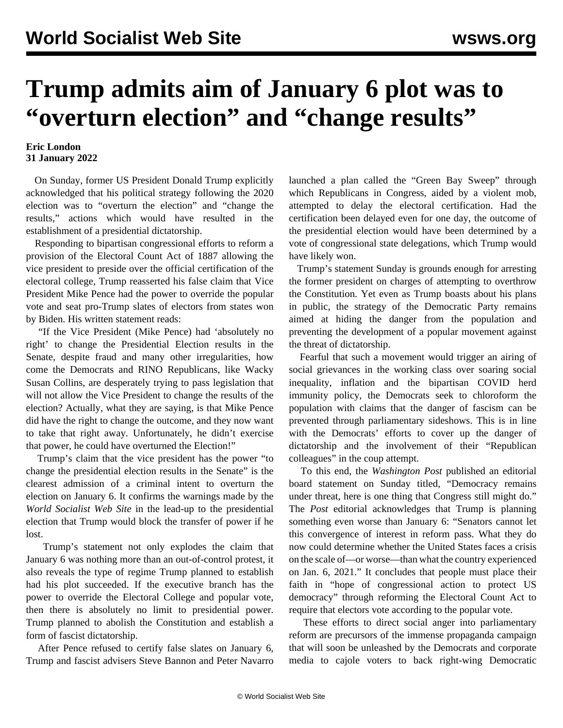# Trump admits aim of January 6 plot was to "overturn election" and "change results"

**Eric London**
**31 January 2022**

On Sunday, former US President Donald Trump explicitly acknowledged that his political strategy following the 2020 election was to "overturn the election" and "change the results," actions which would have resulted in the establishment of a presidential dictatorship.

Responding to bipartisan congressional efforts to reform a provision of the Electoral Count Act of 1887 allowing the vice president to preside over the official certification of the electoral college, Trump reasserted his false claim that Vice President Mike Pence had the power to override the popular vote and seat pro-Trump slates of electors from states won by Biden. His written statement reads:

"If the Vice President (Mike Pence) had 'absolutely no right' to change the Presidential Election results in the Senate, despite fraud and many other irregularities, how come the Democrats and RINO Republicans, like Wacky Susan Collins, are desperately trying to pass legislation that will not allow the Vice President to change the results of the election? Actually, what they are saying, is that Mike Pence did have the right to change the outcome, and they now want to take that right away. Unfortunately, he didn't exercise that power, he could have overturned the Election!"

Trump's claim that the vice president has the power "to change the presidential election results in the Senate" is the clearest admission of a criminal intent to overturn the election on January 6. It confirms the warnings made by the *World Socialist Web Site* in the lead-up to the presidential election that Trump would block the transfer of power if he lost.

Trump's statement not only explodes the claim that January 6 was nothing more than an out-of-control protest, it also reveals the type of regime Trump planned to establish had his plot succeeded. If the executive branch has the power to override the Electoral College and popular vote, then there is absolutely no limit to presidential power. Trump planned to abolish the Constitution and establish a form of fascist dictatorship.

After Pence refused to certify false slates on January 6, Trump and fascist advisers Steve Bannon and Peter Navarro launched a plan called the "Green Bay Sweep" through which Republicans in Congress, aided by a violent mob, attempted to delay the electoral certification. Had the certification been delayed even for one day, the outcome of the presidential election would have been determined by a vote of congressional state delegations, which Trump would have likely won.

Trump's statement Sunday is grounds enough for arresting the former president on charges of attempting to overthrow the Constitution. Yet even as Trump boasts about his plans in public, the strategy of the Democratic Party remains aimed at hiding the danger from the population and preventing the development of a popular movement against the threat of dictatorship.

Fearful that such a movement would trigger an airing of social grievances in the working class over soaring social inequality, inflation and the bipartisan COVID herd immunity policy, the Democrats seek to chloroform the population with claims that the danger of fascism can be prevented through parliamentary sideshows. This is in line with the Democrats' efforts to cover up the danger of dictatorship and the involvement of their "Republican colleagues" in the coup attempt.

To this end, the *Washington Post* published an editorial board statement on Sunday titled, "Democracy remains under threat, here is one thing that Congress still might do." The *Post* editorial acknowledges that Trump is planning something even worse than January 6: "Senators cannot let this convergence of interest in reform pass. What they do now could determine whether the United States faces a crisis on the scale of—or worse—than what the country experienced on Jan. 6, 2021." It concludes that people must place their faith in "hope of congressional action to protect US democracy" through reforming the Electoral Count Act to require that electors vote according to the popular vote.

These efforts to direct social anger into parliamentary reform are precursors of the immense propaganda campaign that will soon be unleashed by the Democrats and corporate media to cajole voters to back right-wing Democratic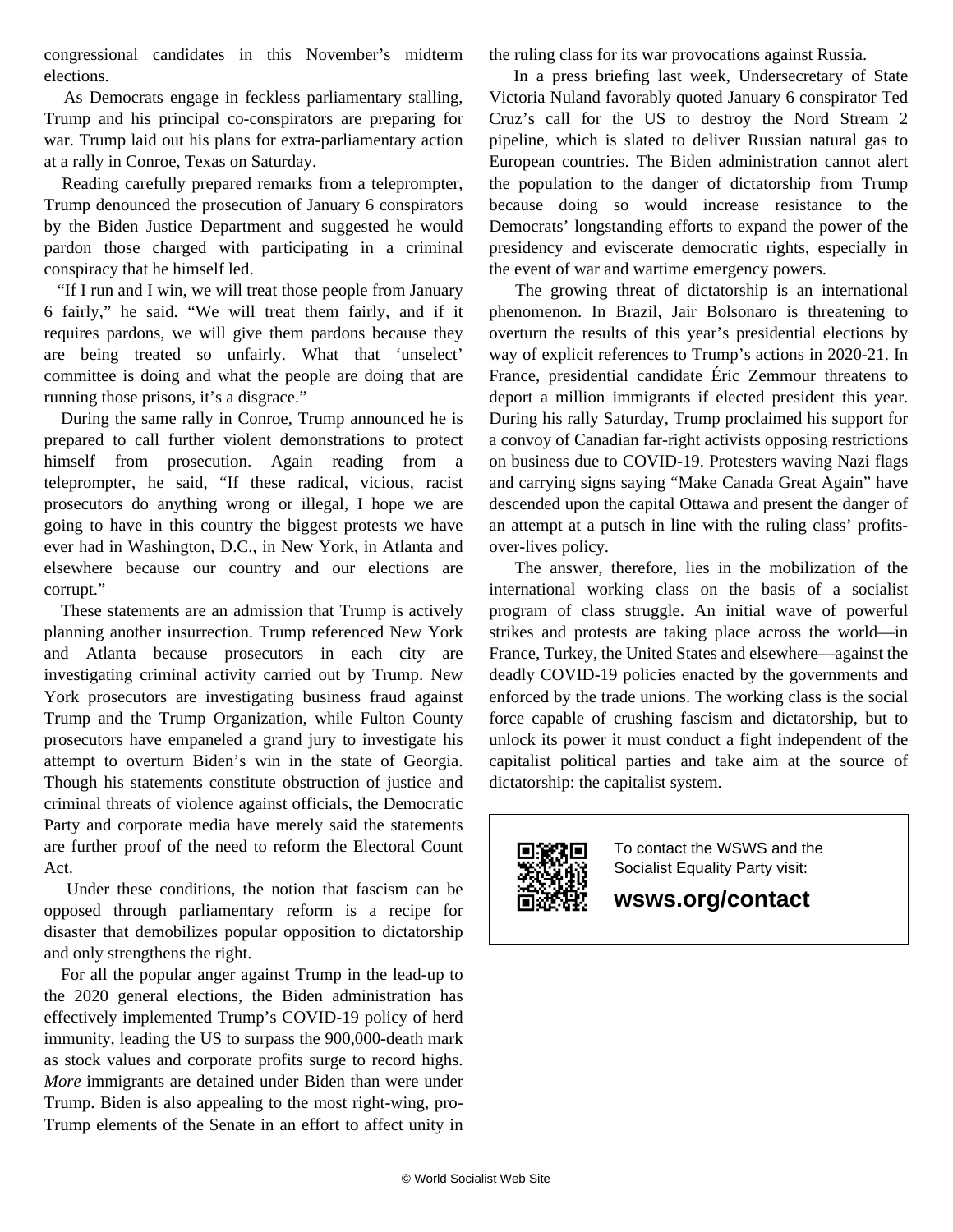congressional candidates in this November's midterm elections.

As Democrats engage in feckless parliamentary stalling, Trump and his principal co-conspirators are preparing for war. Trump laid out his plans for extra-parliamentary action at a rally in Conroe, Texas on Saturday.

Reading carefully prepared remarks from a teleprompter, Trump denounced the prosecution of January 6 conspirators by the Biden Justice Department and suggested he would pardon those charged with participating in a criminal conspiracy that he himself led.

"If I run and I win, we will treat those people from January 6 fairly," he said. "We will treat them fairly, and if it requires pardons, we will give them pardons because they are being treated so unfairly. What that 'unselect' committee is doing and what the people are doing that are running those prisons, it's a disgrace."

During the same rally in Conroe, Trump announced he is prepared to call further violent demonstrations to protect himself from prosecution. Again reading from a teleprompter, he said, "If these radical, vicious, racist prosecutors do anything wrong or illegal, I hope we are going to have in this country the biggest protests we have ever had in Washington, D.C., in New York, in Atlanta and elsewhere because our country and our elections are corrupt."

These statements are an admission that Trump is actively planning another insurrection. Trump referenced New York and Atlanta because prosecutors in each city are investigating criminal activity carried out by Trump. New York prosecutors are investigating business fraud against Trump and the Trump Organization, while Fulton County prosecutors have empaneled a grand jury to investigate his attempt to overturn Biden's win in the state of Georgia. Though his statements constitute obstruction of justice and criminal threats of violence against officials, the Democratic Party and corporate media have merely said the statements are further proof of the need to reform the Electoral Count Act.

Under these conditions, the notion that fascism can be opposed through parliamentary reform is a recipe for disaster that demobilizes popular opposition to dictatorship and only strengthens the right.

For all the popular anger against Trump in the lead-up to the 2020 general elections, the Biden administration has effectively implemented Trump's COVID-19 policy of herd immunity, leading the US to surpass the 900,000-death mark as stock values and corporate profits surge to record highs. *More* immigrants are detained under Biden than were under Trump. Biden is also appealing to the most right-wing, pro-Trump elements of the Senate in an effort to affect unity in the ruling class for its war provocations against Russia.

In a press briefing last week, Undersecretary of State Victoria Nuland favorably quoted January 6 conspirator Ted Cruz's call for the US to destroy the Nord Stream 2 pipeline, which is slated to deliver Russian natural gas to European countries. The Biden administration cannot alert the population to the danger of dictatorship from Trump because doing so would increase resistance to the Democrats' longstanding efforts to expand the power of the presidency and eviscerate democratic rights, especially in the event of war and wartime emergency powers.

The growing threat of dictatorship is an international phenomenon. In Brazil, Jair Bolsonaro is threatening to overturn the results of this year's presidential elections by way of explicit references to Trump's actions in 2020-21. In France, presidential candidate Éric Zemmour threatens to deport a million immigrants if elected president this year. During his rally Saturday, Trump proclaimed his support for a convoy of Canadian far-right activists opposing restrictions on business due to COVID-19. Protesters waving Nazi flags and carrying signs saying "Make Canada Great Again" have descended upon the capital Ottawa and present the danger of an attempt at a putsch in line with the ruling class' profits-over-lives policy.

The answer, therefore, lies in the mobilization of the international working class on the basis of a socialist program of class struggle. An initial wave of powerful strikes and protests are taking place across the world—in France, Turkey, the United States and elsewhere—against the deadly COVID-19 policies enacted by the governments and enforced by the trade unions. The working class is the social force capable of crushing fascism and dictatorship, but to unlock its power it must conduct a fight independent of the capitalist political parties and take aim at the source of dictatorship: the capitalist system.

To contact the WSWS and the Socialist Equality Party visit:

**wsws.org/contact**